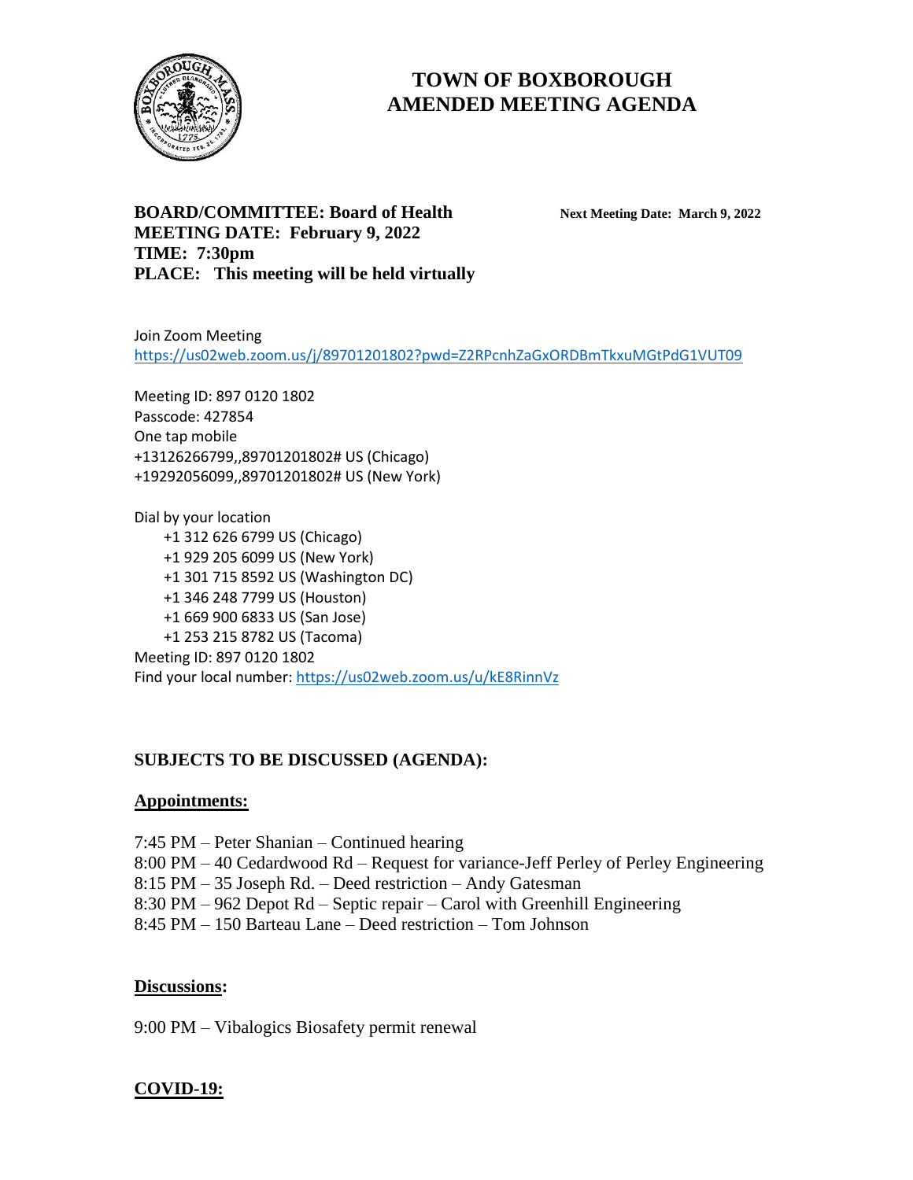# TOWN OF BOXBOROUGH
# AMENDED MEETING AGENDA

**BOARD/COMMITTEE: Board of Health** **Next Meeting Date: March 9, 2022**
**MEETING DATE: February 9, 2022**
**TIME: 7:30pm**
**PLACE: This meeting will be held virtually**

Join Zoom Meeting
https://us02web.zoom.us/j/89701201802?pwd=Z2RPcnhZaGxORDBmTkxuMGtPdG1VUT09

Meeting ID: 897 0120 1802
Passcode: 427854
One tap mobile
+13126266799,,89701201802# US (Chicago)
+19292056099,,89701201802# US (New York)

Dial by your location
- +1 312 626 6799 US (Chicago)
- +1 929 205 6099 US (New York)
- +1 301 715 8592 US (Washington DC)
- +1 346 248 7799 US (Houston)
- +1 669 900 6833 US (San Jose)
- +1 253 215 8782 US (Tacoma)

Meeting ID: 897 0120 1802
Find your local number: https://us02web.zoom.us/u/kE8RinnVz

## SUBJECTS TO BE DISCUSSED (AGENDA):

### Appointments:

7:45 PM – Peter Shanian – Continued hearing
8:00 PM – 40 Cedardwood Rd – Request for variance-Jeff Perley of Perley Engineering
8:15 PM – 35 Joseph Rd. – Deed restriction – Andy Gatesman
8:30 PM – 962 Depot Rd – Septic repair – Carol with Greenhill Engineering
8:45 PM – 150 Barteau Lane – Deed restriction – Tom Johnson

### Discussions:

9:00 PM – Vibalogics Biosafety permit renewal

### COVID-19: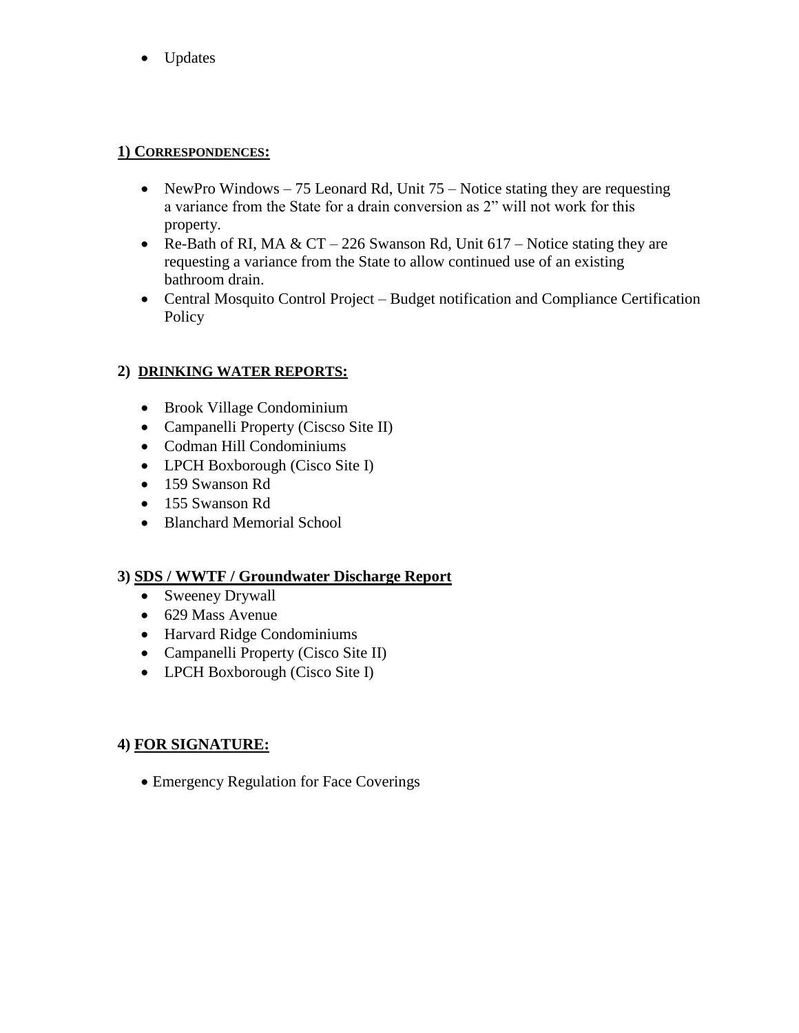- Updates

**1) CORRESPONDENCES:**

- NewPro Windows – 75 Leonard Rd, Unit 75 – Notice stating they are requesting a variance from the State for a drain conversion as 2" will not work for this property.
- Re-Bath of RI, MA & CT – 226 Swanson Rd, Unit 617 – Notice stating they are requesting a variance from the State to allow continued use of an existing bathroom drain.
- Central Mosquito Control Project – Budget notification and Compliance Certification Policy

**2) DRINKING WATER REPORTS:**

- Brook Village Condominium
- Campanelli Property (Ciscso Site II)
- Codman Hill Condominiums
- LPCH Boxborough (Cisco Site I)
- 159 Swanson Rd
- 155 Swanson Rd
- Blanchard Memorial School

**3) SDS / WWTF / Groundwater Discharge Report**

- Sweeney Drywall
- 629 Mass Avenue
- Harvard Ridge Condominiums
- Campanelli Property (Cisco Site II)
- LPCH Boxborough (Cisco Site I)

**4) FOR SIGNATURE:**

- Emergency Regulation for Face Coverings